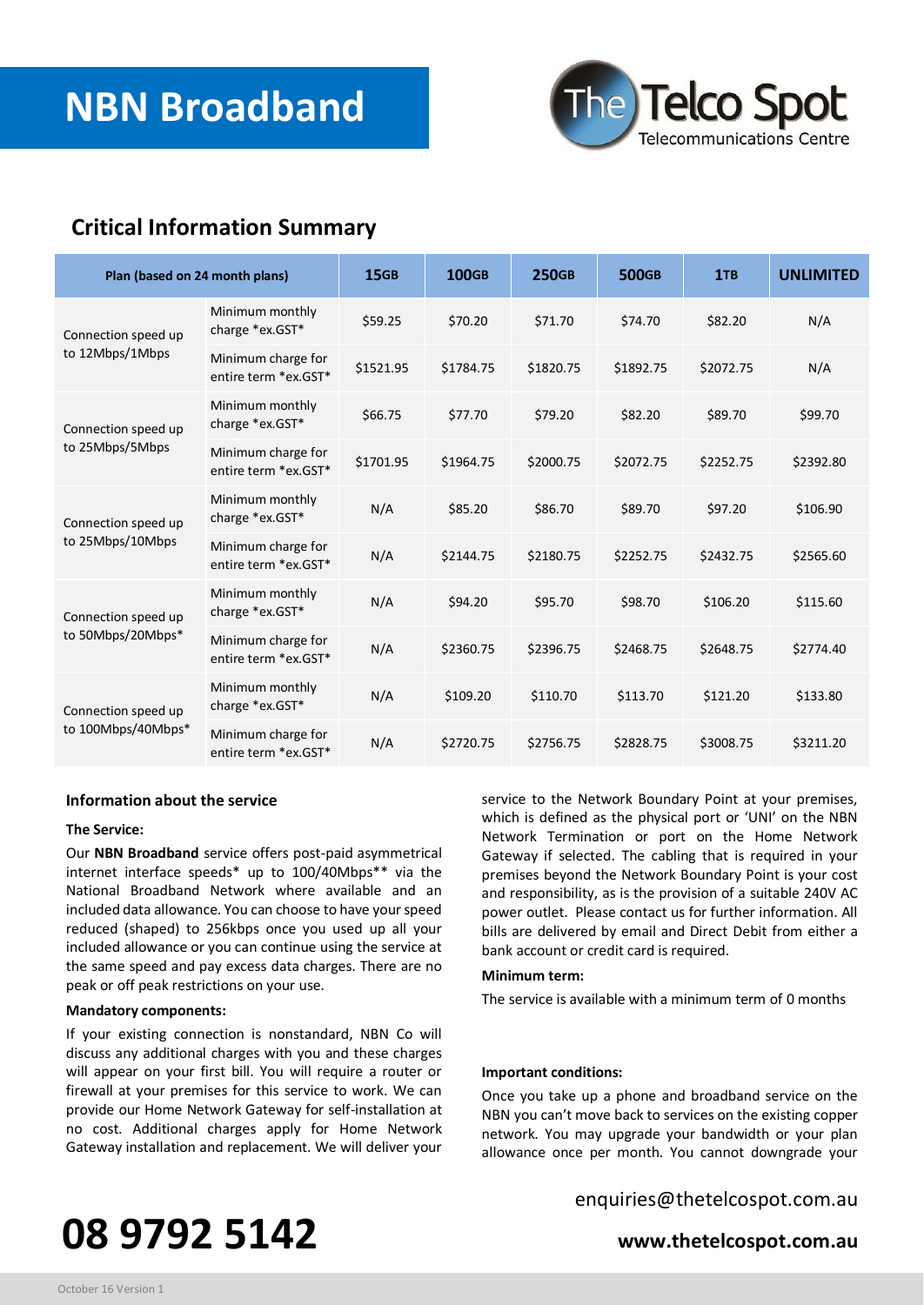# NBN Broadband

The Telco Spot
Telecommunications Centre

## Critical Information Summary

| Plan (based on 24 month plans) | | 15GB | 100GB | 250GB | 500GB | 1TB | UNLIMITED |
|---|---|---|---|---|---|---|---|
| Connection speed up to 12Mbps/1Mbps | Minimum monthly charge *ex.GST* | $59.25 | $70.20 | $71.70 | $74.70 | $82.20 | N/A |
| | Minimum charge for entire term *ex.GST* | $1521.95 | $1784.75 | $1820.75 | $1892.75 | $2072.75 | N/A |
| Connection speed up to 25Mbps/5Mbps | Minimum monthly charge *ex.GST* | $66.75 | $77.70 | $79.20 | $82.20 | $89.70 | $99.70 |
| | Minimum charge for entire term *ex.GST* | $1701.95 | $1964.75 | $2000.75 | $2072.75 | $2252.75 | $2392.80 |
| Connection speed up to 25Mbps/10Mbps | Minimum monthly charge *ex.GST* | N/A | $85.20 | $86.70 | $89.70 | $97.20 | $106.90 |
| | Minimum charge for entire term *ex.GST* | N/A | $2144.75 | $2180.75 | $2252.75 | $2432.75 | $2565.60 |
| Connection speed up to 50Mbps/20Mbps* | Minimum monthly charge *ex.GST* | N/A | $94.20 | $95.70 | $98.70 | $106.20 | $115.60 |
| | Minimum charge for entire term *ex.GST* | N/A | $2360.75 | $2396.75 | $2468.75 | $2648.75 | $2774.40 |
| Connection speed up to 100Mbps/40Mbps* | Minimum monthly charge *ex.GST* | N/A | $109.20 | $110.70 | $113.70 | $121.20 | $133.80 |
| | Minimum charge for entire term *ex.GST* | N/A | $2720.75 | $2756.75 | $2828.75 | $3008.75 | $3211.20 |

### Information about the service

**The Service:**

Our **NBN Broadband** service offers post-paid asymmetrical internet interface speeds* up to 100/40Mbps** via the National Broadband Network where available and an included data allowance. You can choose to have your speed reduced (shaped) to 256kbps once you used up all your included allowance or you can continue using the service at the same speed and pay excess data charges. There are no peak or off peak restrictions on your use.

**Mandatory components:**

If your existing connection is nonstandard, NBN Co will discuss any additional charges with you and these charges will appear on your first bill. You will require a router or firewall at your premises for this service to work. We can provide our Home Network Gateway for self-installation at no cost. Additional charges apply for Home Network Gateway installation and replacement. We will deliver your service to the Network Boundary Point at your premises, which is defined as the physical port or 'UNI' on the NBN Network Termination or port on the Home Network Gateway if selected. The cabling that is required in your premises beyond the Network Boundary Point is your cost and responsibility, as is the provision of a suitable 240V AC power outlet. Please contact us for further information. All bills are delivered by email and Direct Debit from either a bank account or credit card is required.

**Minimum term:**

The service is available with a minimum term of 0 months

**Important conditions:**

Once you take up a phone and broadband service on the NBN you can't move back to services on the existing copper network. You may upgrade your bandwidth or your plan allowance once per month. You cannot downgrade your

enquiries@thetelcospot.com.au

**08 9792 5142**

**www.thetelcospot.com.au**

October 16 Version 1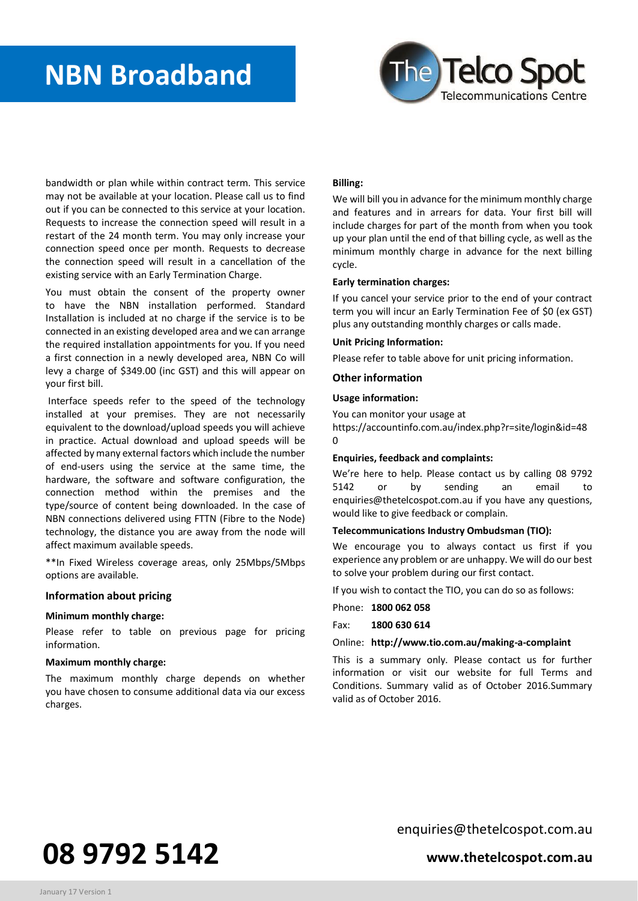# NBN Broadband

bandwidth or plan while within contract term. This service may not be available at your location. Please call us to find out if you can be connected to this service at your location. Requests to increase the connection speed will result in a restart of the 24 month term. You may only increase your connection speed once per month. Requests to decrease the connection speed will result in a cancellation of the existing service with an Early Termination Charge.

You must obtain the consent of the property owner to have the NBN installation performed. Standard Installation is included at no charge if the service is to be connected in an existing developed area and we can arrange the required installation appointments for you. If you need a first connection in a newly developed area, NBN Co will levy a charge of $349.00 (inc GST) and this will appear on your first bill.

Interface speeds refer to the speed of the technology installed at your premises. They are not necessarily equivalent to the download/upload speeds you will achieve in practice. Actual download and upload speeds will be affected by many external factors which include the number of end-users using the service at the same time, the hardware, the software and software configuration, the connection method within the premises and the type/source of content being downloaded. In the case of NBN connections delivered using FTTN (Fibre to the Node) technology, the distance you are away from the node will affect maximum available speeds.

**In Fixed Wireless coverage areas, only 25Mbps/5Mbps options are available.

### Information about pricing

**Minimum monthly charge:**

Please refer to table on previous page for pricing information.

**Maximum monthly charge:**

The maximum monthly charge depends on whether you have chosen to consume additional data via our excess charges.

**Billing:**

We will bill you in advance for the minimum monthly charge and features and in arrears for data. Your first bill will include charges for part of the month from when you took up your plan until the end of that billing cycle, as well as the minimum monthly charge in advance for the next billing cycle.

**Early termination charges:**

If you cancel your service prior to the end of your contract term you will incur an Early Termination Fee of $0 (ex GST) plus any outstanding monthly charges or calls made.

**Unit Pricing Information:**

Please refer to table above for unit pricing information.

### Other information

**Usage information:**

You can monitor your usage at https://accountinfo.com.au/index.php?r=site/login&id=480

**Enquiries, feedback and complaints:**

We're here to help. Please contact us by calling 08 9792 5142 or by sending an email to enquiries@thetelcospot.com.au if you have any questions, would like to give feedback or complain.

**Telecommunications Industry Ombudsman (TIO):**

We encourage you to always contact us first if you experience any problem or are unhappy. We will do our best to solve your problem during our first contact.

If you wish to contact the TIO, you can do so as follows:

Phone: **1800 062 058**

Fax: **1800 630 614**

Online: **http://www.tio.com.au/making-a-complaint**

This is a summary only. Please contact us for further information or visit our website for full Terms and Conditions. Summary valid as of October 2016.Summary valid as of October 2016.

enquiries@thetelcospot.com.au

# 08 9792 5142

**www.thetelcospot.com.au**